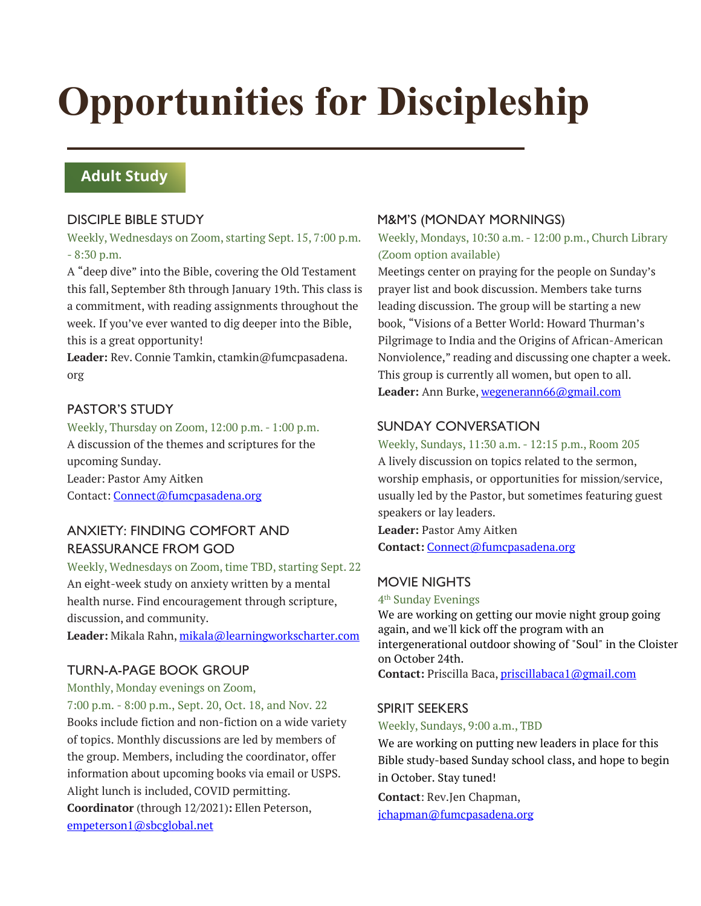# Opportunities for Discipleship

## Adult Study

### DISCIPLE BIBLE STUDY

Weekly, Wednesdays on Zoom, starting Sept. 15, 7:00 p.m. - 8:30 p.m.

A "deep dive" into the Bible, covering the Old Testament this fall, September 8th through January 19th. This class is a commitment, with reading assignments throughout the week. If you've ever wanted to dig deeper into the Bible, this is a great opportunity!

**Leader:** Rev. Connie Tamkin, ctamkin@fumcpasadena.org

### PASTOR'S STUDY

Weekly, Thursday on Zoom, 12:00 p.m. - 1:00 p.m.

A discussion of the themes and scriptures for the upcoming Sunday.

Leader: Pastor Amy Aitken

Contact: Connect@fumcpasadena.org

### ANXIETY: FINDING COMFORT AND REASSURANCE FROM GOD

Weekly, Wednesdays on Zoom, time TBD, starting Sept. 22

An eight-week study on anxiety written by a mental health nurse. Find encouragement through scripture, discussion, and community.

**Leader:** Mikala Rahn, mikala@learningworkscharter.com

### TURN-A-PAGE BOOK GROUP

Monthly, Monday evenings on Zoom, 7:00 p.m. - 8:00 p.m., Sept. 20, Oct. 18, and Nov. 22

Books include fiction and non-fiction on a wide variety of topics. Monthly discussions are led by members of the group. Members, including the coordinator, offer information about upcoming books via email or USPS. Alight lunch is included, COVID permitting.

**Coordinator** (through 12/2021)**:** Ellen Peterson, empeterson1@sbcglobal.net

### M&M'S (MONDAY MORNINGS)

Weekly, Mondays, 10:30 a.m. - 12:00 p.m., Church Library (Zoom option available)

Meetings center on praying for the people on Sunday's prayer list and book discussion. Members take turns leading discussion. The group will be starting a new book, "Visions of a Better World: Howard Thurman's Pilgrimage to India and the Origins of African-American Nonviolence," reading and discussing one chapter a week. This group is currently all women, but open to all.

**Leader:** Ann Burke, wegenerann66@gmail.com

### SUNDAY CONVERSATION

Weekly, Sundays, 11:30 a.m. - 12:15 p.m., Room 205

A lively discussion on topics related to the sermon, worship emphasis, or opportunities for mission/service, usually led by the Pastor, but sometimes featuring guest speakers or lay leaders.

**Leader:** Pastor Amy Aitken

**Contact:** Connect@fumcpasadena.org

### MOVIE NIGHTS

4th Sunday Evenings

We are working on getting our movie night group going again, and we'll kick off the program with an intergenerational outdoor showing of "Soul" in the Cloister on October 24th.

**Contact:** Priscilla Baca, priscillabaca1@gmail.com

### SPIRIT SEEKERS

Weekly, Sundays, 9:00 a.m., TBD

We are working on putting new leaders in place for this Bible study-based Sunday school class, and hope to begin in October. Stay tuned!

**Contact**: Rev.Jen Chapman, jchapman@fumcpasadena.org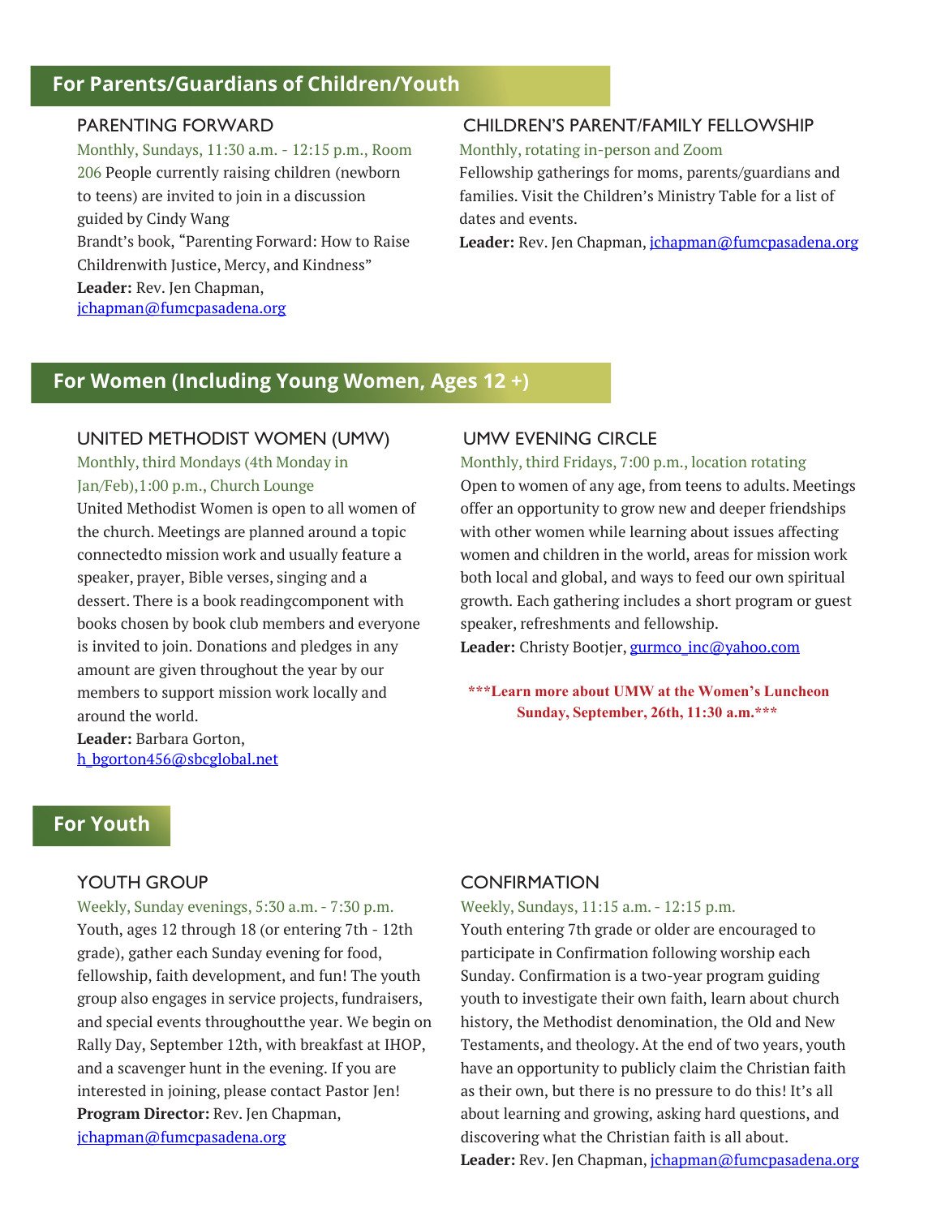## For Parents/Guardians of Children/Youth

### PARENTING FORWARD

Monthly, Sundays, 11:30 a.m. - 12:15 p.m., Room 206 People currently raising children (newborn to teens) are invited to join in a discussion guided by Cindy Wang Brandt's book, "Parenting Forward: How to Raise Childrenwith Justice, Mercy, and Kindness"

**Leader:** Rev. Jen Chapman, jchapman@fumcpasadena.org

### CHILDREN'S PARENT/FAMILY FELLOWSHIP

Monthly, rotating in-person and Zoom

Fellowship gatherings for moms, parents/guardians and families. Visit the Children's Ministry Table for a list of dates and events.

**Leader:** Rev. Jen Chapman, jchapman@fumcpasadena.org

## For Women (Including Young Women, Ages 12 +)

### UNITED METHODIST WOMEN (UMW)

Monthly, third Mondays (4th Monday in Jan/Feb),1:00 p.m., Church Lounge

United Methodist Women is open to all women of the church. Meetings are planned around a topic connectedto mission work and usually feature a speaker, prayer, Bible verses, singing and a dessert. There is a book readingcomponent with books chosen by book club members and everyone is invited to join. Donations and pledges in any amount are given throughout the year by our members to support mission work locally and around the world.

**Leader:** Barbara Gorton, h_bgorton456@sbcglobal.net

### UMW EVENING CIRCLE

Monthly, third Fridays, 7:00 p.m., location rotating

Open to women of any age, from teens to adults. Meetings offer an opportunity to grow new and deeper friendships with other women while learning about issues affecting women and children in the world, areas for mission work both local and global, and ways to feed our own spiritual growth. Each gathering includes a short program or guest speaker, refreshments and fellowship.

**Leader:** Christy Bootjer, gurmco_inc@yahoo.com

**\*\*\*Learn more about UMW at the Women's Luncheon Sunday, September, 26th, 11:30 a.m.\*\*\***

## For Youth

### YOUTH GROUP

Weekly, Sunday evenings, 5:30 a.m. - 7:30 p.m.

Youth, ages 12 through 18 (or entering 7th - 12th grade), gather each Sunday evening for food, fellowship, faith development, and fun! The youth group also engages in service projects, fundraisers, and special events throughoutthe year. We begin on Rally Day, September 12th, with breakfast at IHOP, and a scavenger hunt in the evening. If you are interested in joining, please contact Pastor Jen!

**Program Director:** Rev. Jen Chapman, jchapman@fumcpasadena.org

### CONFIRMATION

Weekly, Sundays, 11:15 a.m. - 12:15 p.m.

Youth entering 7th grade or older are encouraged to participate in Confirmation following worship each Sunday. Confirmation is a two-year program guiding youth to investigate their own faith, learn about church history, the Methodist denomination, the Old and New Testaments, and theology. At the end of two years, youth have an opportunity to publicly claim the Christian faith as their own, but there is no pressure to do this! It's all about learning and growing, asking hard questions, and discovering what the Christian faith is all about.

**Leader:** Rev. Jen Chapman, jchapman@fumcpasadena.org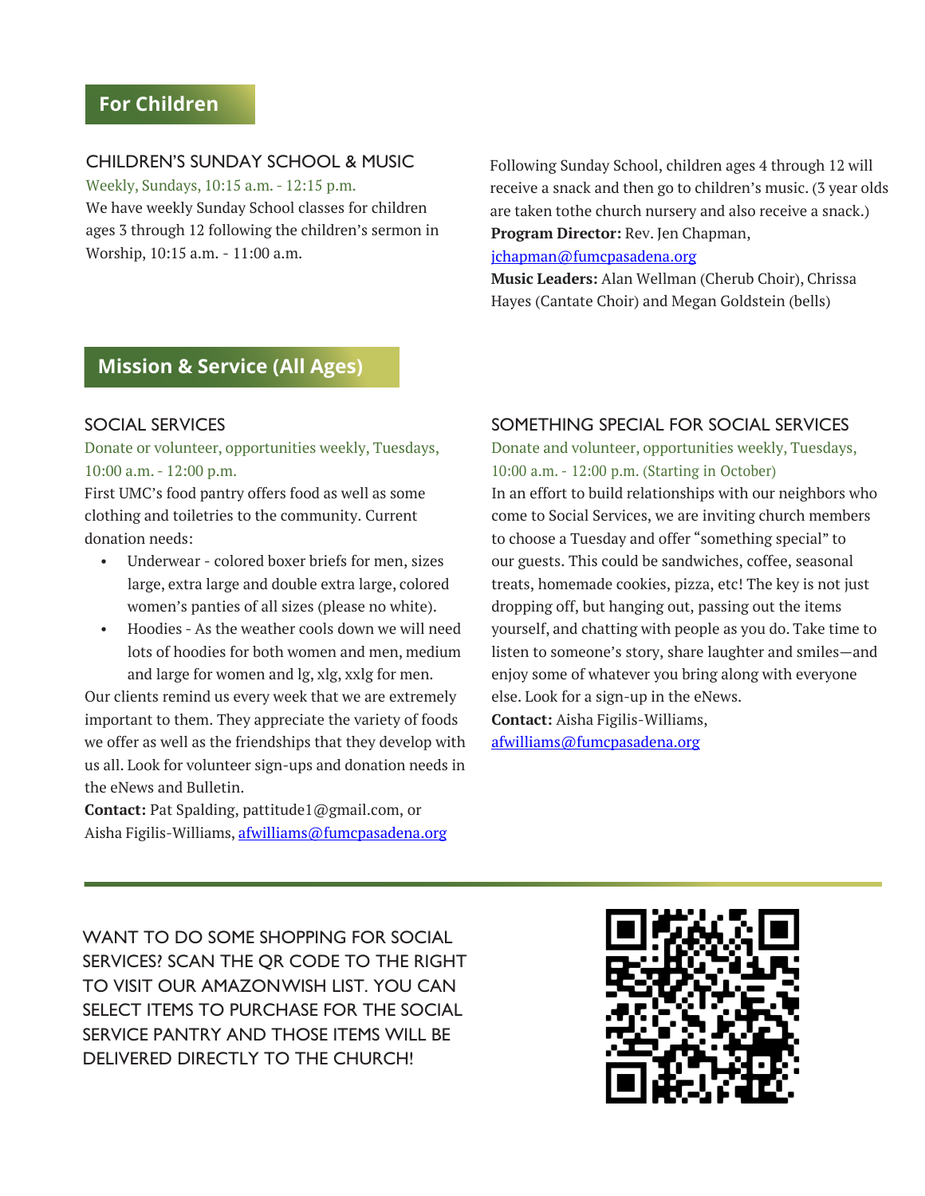## For Children

### CHILDREN'S SUNDAY SCHOOL & MUSIC

Weekly, Sundays, 10:15 a.m. - 12:15 p.m.

We have weekly Sunday School classes for children ages 3 through 12 following the children's sermon in Worship, 10:15 a.m. - 11:00 a.m.

Following Sunday School, children ages 4 through 12 will receive a snack and then go to children's music. (3 year olds are taken tothe church nursery and also receive a snack.)

**Program Director:** Rev. Jen Chapman, jchapman@fumcpasadena.org

**Music Leaders:** Alan Wellman (Cherub Choir), Chrissa Hayes (Cantate Choir) and Megan Goldstein (bells)

## Mission & Service (All Ages)

### SOCIAL SERVICES

Donate or volunteer, opportunities weekly, Tuesdays, 10:00 a.m. - 12:00 p.m.

First UMC's food pantry offers food as well as some clothing and toiletries to the community. Current donation needs:

- Underwear - colored boxer briefs for men, sizes large, extra large and double extra large, colored women's panties of all sizes (please no white).
- Hoodies - As the weather cools down we will need lots of hoodies for both women and men, medium and large for women and lg, xlg, xxlg for men.

Our clients remind us every week that we are extremely important to them. They appreciate the variety of foods we offer as well as the friendships that they develop with us all. Look for volunteer sign-ups and donation needs in the eNews and Bulletin.

**Contact:** Pat Spalding, pattitude1@gmail.com, or Aisha Figilis-Williams, afwilliams@fumcpasadena.org

### SOMETHING SPECIAL FOR SOCIAL SERVICES

Donate and volunteer, opportunities weekly, Tuesdays, 10:00 a.m. - 12:00 p.m. (Starting in October)

In an effort to build relationships with our neighbors who come to Social Services, we are inviting church members to choose a Tuesday and offer "something special" to our guests. This could be sandwiches, coffee, seasonal treats, homemade cookies, pizza, etc! The key is not just dropping off, but hanging out, passing out the items yourself, and chatting with people as you do. Take time to listen to someone's story, share laughter and smiles—and enjoy some of whatever you bring along with everyone else. Look for a sign-up in the eNews.

**Contact:** Aisha Figilis-Williams, afwilliams@fumcpasadena.org

---

WANT TO DO SOME SHOPPING FOR SOCIAL SERVICES? SCAN THE QR CODE TO THE RIGHT TO VISIT OUR AMAZONWISH LIST. YOU CAN SELECT ITEMS TO PURCHASE FOR THE SOCIAL SERVICE PANTRY AND THOSE ITEMS WILL BE DELIVERED DIRECTLY TO THE CHURCH!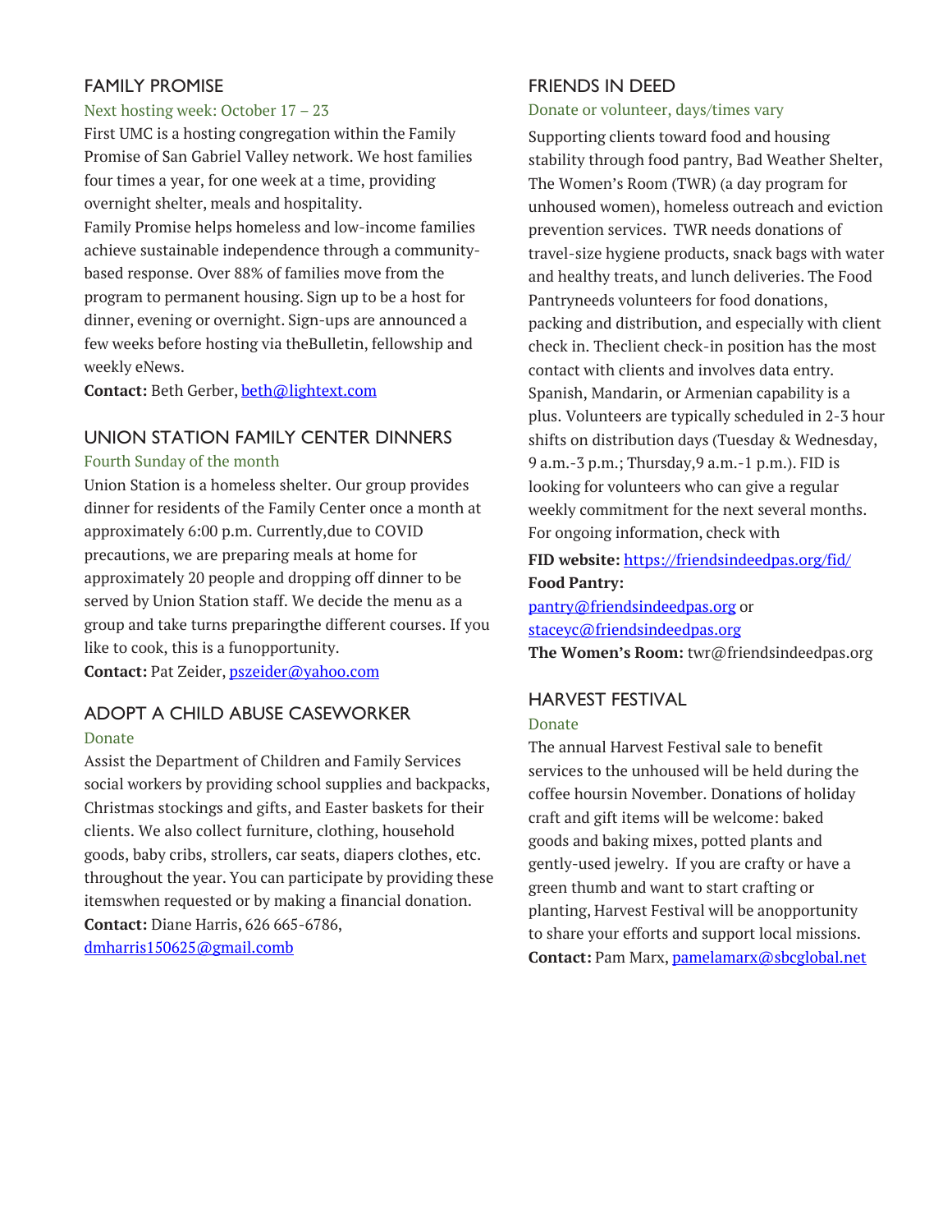## FAMILY PROMISE

Next hosting week: October 17 – 23

First UMC is a hosting congregation within the Family Promise of San Gabriel Valley network. We host families four times a year, for one week at a time, providing overnight shelter, meals and hospitality.

Family Promise helps homeless and low-income families achieve sustainable independence through a community-based response. Over 88% of families move from the program to permanent housing. Sign up to be a host for dinner, evening or overnight. Sign-ups are announced a few weeks before hosting via theBulletin, fellowship and weekly eNews.

**Contact:** Beth Gerber, beth@lightext.com

## UNION STATION FAMILY CENTER DINNERS

Fourth Sunday of the month

Union Station is a homeless shelter. Our group provides dinner for residents of the Family Center once a month at approximately 6:00 p.m. Currently,due to COVID precautions, we are preparing meals at home for approximately 20 people and dropping off dinner to be served by Union Station staff. We decide the menu as a group and take turns preparingthe different courses. If you like to cook, this is a funopportunity.

**Contact:** Pat Zeider, pszeider@yahoo.com

## ADOPT A CHILD ABUSE CASEWORKER

Donate

Assist the Department of Children and Family Services social workers by providing school supplies and backpacks, Christmas stockings and gifts, and Easter baskets for their clients. We also collect furniture, clothing, household goods, baby cribs, strollers, car seats, diapers clothes, etc. throughout the year. You can participate by providing these itemswhen requested or by making a financial donation.

**Contact:** Diane Harris, 626 665-6786, dmharris150625@gmail.comb

## FRIENDS IN DEED

Donate or volunteer, days/times vary

Supporting clients toward food and housing stability through food pantry, Bad Weather Shelter, The Women's Room (TWR) (a day program for unhoused women), homeless outreach and eviction prevention services. TWR needs donations of travel-size hygiene products, snack bags with water and healthy treats, and lunch deliveries. The Food Pantryneeds volunteers for food donations, packing and distribution, and especially with client check in. Theclient check-in position has the most contact with clients and involves data entry. Spanish, Mandarin, or Armenian capability is a plus. Volunteers are typically scheduled in 2-3 hour shifts on distribution days (Tuesday & Wednesday, 9 a.m.-3 p.m.; Thursday,9 a.m.-1 p.m.). FID is looking for volunteers who can give a regular weekly commitment for the next several months. For ongoing information, check with

**FID website:** https://friendsindeedpas.org/fid/

**Food Pantry:**

pantry@friendsindeedpas.org or staceyc@friendsindeedpas.org

**The Women's Room:** twr@friendsindeedpas.org

## HARVEST FESTIVAL

Donate

The annual Harvest Festival sale to benefit services to the unhoused will be held during the coffee hoursin November. Donations of holiday craft and gift items will be welcome: baked goods and baking mixes, potted plants and gently-used jewelry. If you are crafty or have a green thumb and want to start crafting or planting, Harvest Festival will be anopportunity to share your efforts and support local missions.

**Contact:** Pam Marx, pamelamarx@sbcglobal.net